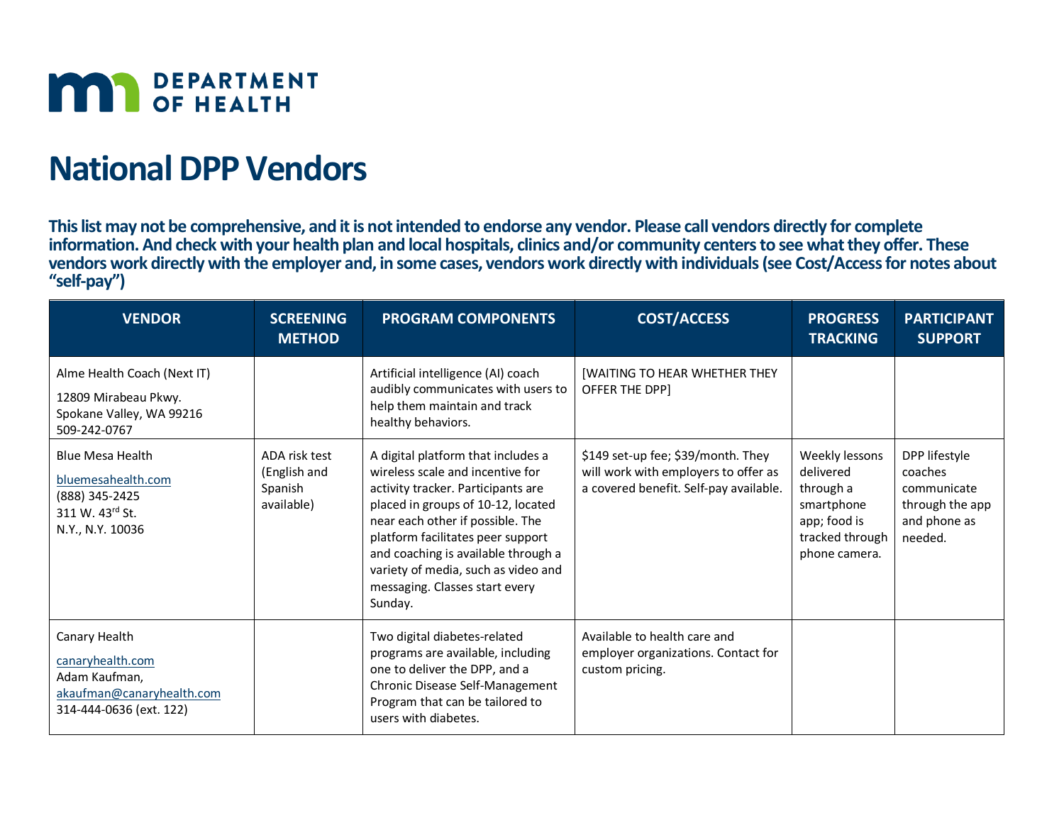DEPARTMENT OF HEALTH

# National DPP Vendors

**This list may not be comprehensive, and it is not intended to endorse any vendor. Please call vendors directly for complete information. And check with your health plan and local hospitals, clinics and/or community centers to see what they offer. These vendors work directly with the employer and, in some cases, vendors work directly with individuals (see Cost/Access for notes about "self-pay")**

| VENDOR | SCREENING METHOD | PROGRAM COMPONENTS | COST/ACCESS | PROGRESS TRACKING | PARTICIPANT SUPPORT |
|---|---|---|---|---|---|
| Alme Health Coach (Next IT)<br>12809 Mirabeau Pkwy.<br>Spokane Valley, WA 99216<br>509-242-0767 | | Artificial intelligence (AI) coach audibly communicates with users to help them maintain and track healthy behaviors. | [WAITING TO HEAR WHETHER THEY OFFER THE DPP] | | |
| Blue Mesa Health<br>bluemesahealth.com<br>(888) 345-2425<br>311 W. 43rd St.<br>N.Y., N.Y. 10036 | ADA risk test (English and Spanish available) | A digital platform that includes a wireless scale and incentive for activity tracker. Participants are placed in groups of 10-12, located near each other if possible. The platform facilitates peer support and coaching is available through a variety of media, such as video and messaging. Classes start every Sunday. | $149 set-up fee; $39/month. They will work with employers to offer as a covered benefit. Self-pay available. | Weekly lessons delivered through a smartphone app; food is tracked through phone camera. | DPP lifestyle coaches communicate through the app and phone as needed. |
| Canary Health<br>canaryhealth.com<br>Adam Kaufman,<br>akaufman@canaryhealth.com<br>314-444-0636 (ext. 122) | | Two digital diabetes-related programs are available, including one to deliver the DPP, and a Chronic Disease Self-Management Program that can be tailored to users with diabetes. | Available to health care and employer organizations. Contact for custom pricing. | | |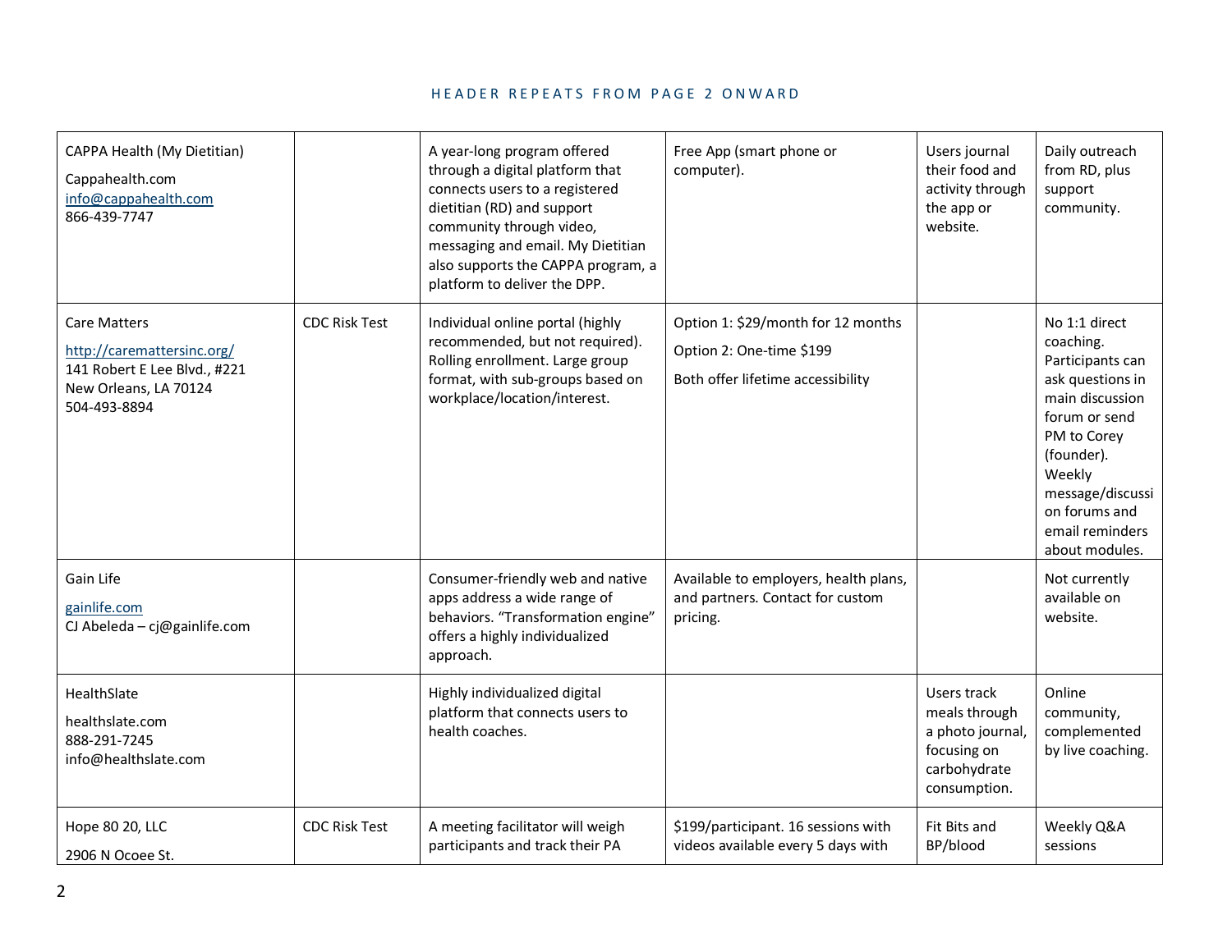| | | | | | |
|---|---|---|---|---|---|
| CAPPA Health (My Dietitian)<br>Cappahealth.com<br>info@cappahealth.com<br>866-439-7747 | | A year-long program offered through a digital platform that connects users to a registered dietitian (RD) and support community through video, messaging and email. My Dietitian also supports the CAPPA program, a platform to deliver the DPP. | Free App (smart phone or computer). | Users journal their food and activity through the app or website. | Daily outreach from RD, plus support community. |
| Care Matters<br>http://caremattersinc.org/<br>141 Robert E Lee Blvd., #221<br>New Orleans, LA 70124<br>504-493-8894 | CDC Risk Test | Individual online portal (highly recommended, but not required). Rolling enrollment. Large group format, with sub-groups based on workplace/location/interest. | Option 1: $29/month for 12 months<br>Option 2: One-time $199<br>Both offer lifetime accessibility | | No 1:1 direct coaching. Participants can ask questions in main discussion forum or send PM to Corey (founder). Weekly message/discussion forums and email reminders about modules. |
| Gain Life<br>gainlife.com<br>CJ Abeleda – cj@gainlife.com | | Consumer-friendly web and native apps address a wide range of behaviors. "Transformation engine" offers a highly individualized approach. | Available to employers, health plans, and partners. Contact for custom pricing. | | Not currently available on website. |
| HealthSlate<br>healthslate.com<br>888-291-7245<br>info@healthslate.com | | Highly individualized digital platform that connects users to health coaches. | | Users track meals through a photo journal, focusing on carbohydrate consumption. | Online community, complemented by live coaching. |
| Hope 80 20, LLC<br>2906 N Ocoee St. | CDC Risk Test | A meeting facilitator will weigh participants and track their PA | $199/participant. 16 sessions with videos available every 5 days with | Fit Bits and BP/blood | Weekly Q&A sessions |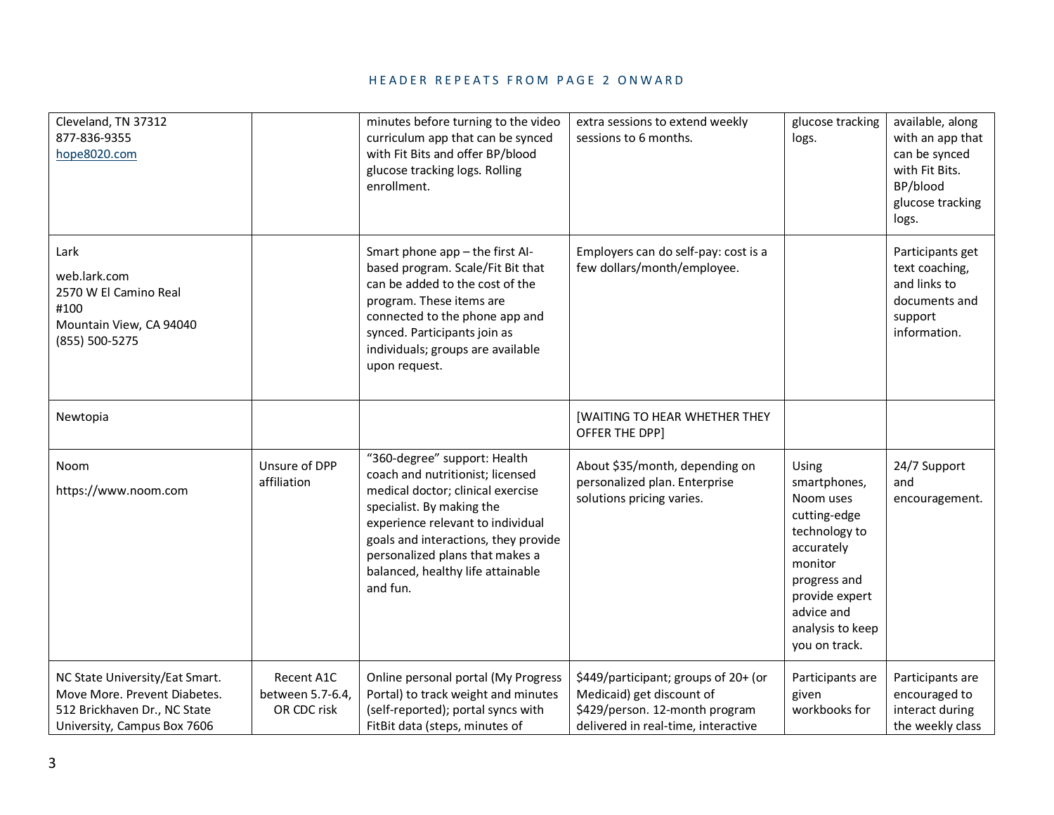| | | | | | |
|---|---|---|---|---|---|
| Cleveland, TN 37312<br>877-836-9355<br>hope8020.com | | minutes before turning to the video curriculum app that can be synced with Fit Bits and offer BP/blood glucose tracking logs. Rolling enrollment. | extra sessions to extend weekly sessions to 6 months. | glucose tracking logs. | available, along with an app that can be synced with Fit Bits. BP/blood glucose tracking logs. |
| Lark<br>web.lark.com<br>2570 W El Camino Real #100<br>Mountain View, CA 94040<br>(855) 500-5275 | | Smart phone app – the first AI-based program. Scale/Fit Bit that can be added to the cost of the program. These items are connected to the phone app and synced. Participants join as individuals; groups are available upon request. | Employers can do self-pay: cost is a few dollars/month/employee. | | Participants get text coaching, and links to documents and support information. |
| Newtopia | | | [WAITING TO HEAR WHETHER THEY OFFER THE DPP] | | |
| Noom<br>https://www.noom.com | Unsure of DPP affiliation | "360-degree" support: Health coach and nutritionist; licensed medical doctor; clinical exercise specialist. By making the experience relevant to individual goals and interactions, they provide personalized plans that makes a balanced, healthy life attainable and fun. | About $35/month, depending on personalized plan. Enterprise solutions pricing varies. | Using smartphones, Noom uses cutting-edge technology to accurately monitor progress and provide expert advice and analysis to keep you on track. | 24/7 Support and encouragement. |
| NC State University/Eat Smart. Move More. Prevent Diabetes.<br>512 Brickhaven Dr., NC State University, Campus Box 7606 | Recent A1C between 5.7-6.4, OR CDC risk | Online personal portal (My Progress Portal) to track weight and minutes (self-reported); portal syncs with FitBit data (steps, minutes of | $449/participant; groups of 20+ (or Medicaid) get discount of $429/person. 12-month program delivered in real-time, interactive | Participants are given workbooks for | Participants are encouraged to interact during the weekly class |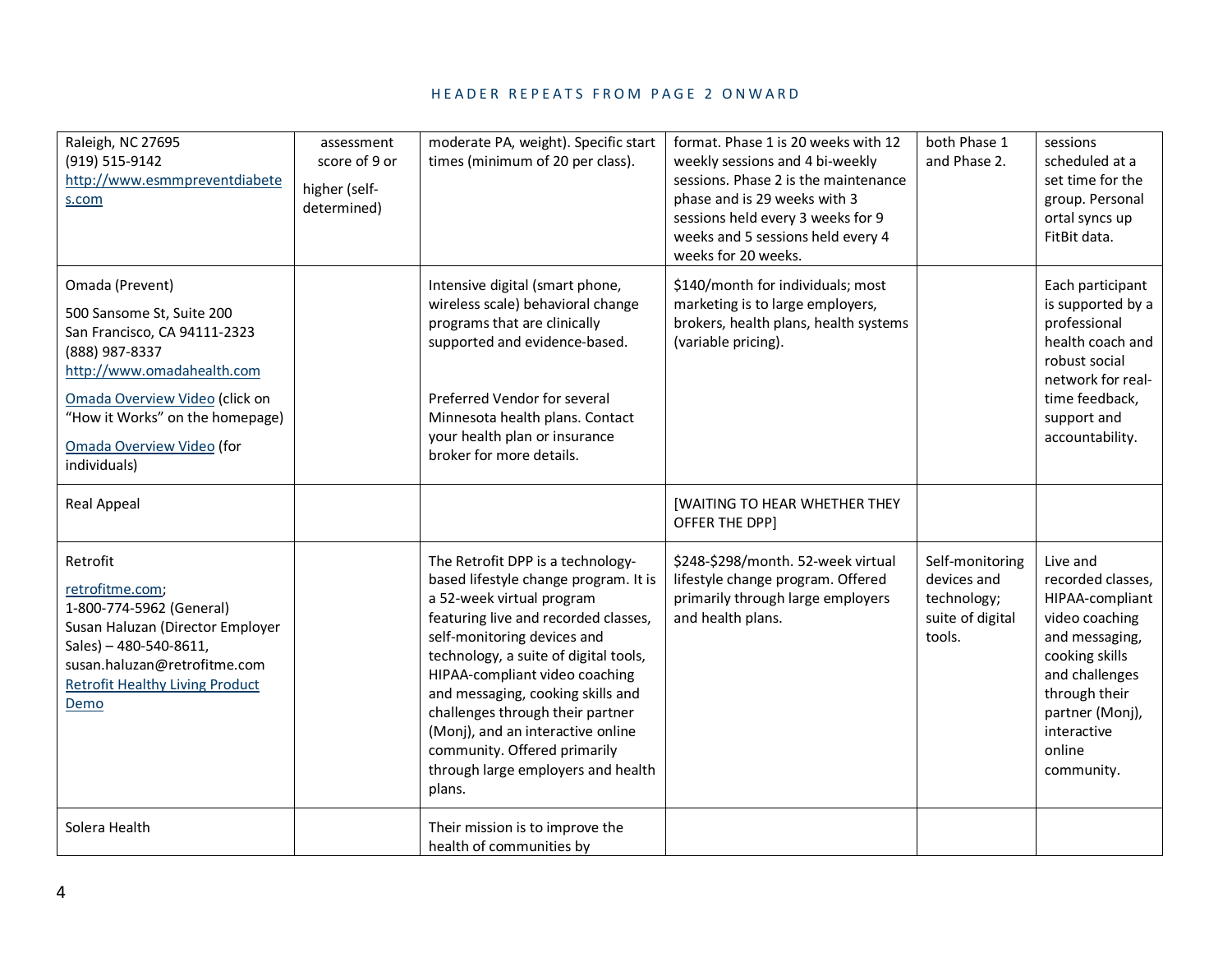| | | | | | |
|---|---|---|---|---|---|
| Raleigh, NC 27695<br>(919) 515-9142<br>http://www.esmmpreventdiabetes.com | assessment score of 9 or higher (self-determined) | moderate PA, weight). Specific start times (minimum of 20 per class). | format. Phase 1 is 20 weeks with 12 weekly sessions and 4 bi-weekly sessions. Phase 2 is the maintenance phase and is 29 weeks with 3 sessions held every 3 weeks for 9 weeks and 5 sessions held every 4 weeks for 20 weeks. | both Phase 1 and Phase 2. | sessions scheduled at a set time for the group. Personal ortal syncs up FitBit data. |
| Omada (Prevent)<br>500 Sansome St, Suite 200<br>San Francisco, CA 94111-2323<br>(888) 987-8337<br>http://www.omadahealth.com<br>Omada Overview Video (click on "How it Works" on the homepage)<br>Omada Overview Video (for individuals) | | Intensive digital (smart phone, wireless scale) behavioral change programs that are clinically supported and evidence-based.<br><br>Preferred Vendor for several Minnesota health plans. Contact your health plan or insurance broker for more details. | $140/month for individuals; most marketing is to large employers, brokers, health plans, health systems (variable pricing). | | Each participant is supported by a professional health coach and robust social network for real-time feedback, support and accountability. |
| Real Appeal | | | [WAITING TO HEAR WHETHER THEY OFFER THE DPP] | | |
| Retrofit<br>retrofitme.com;<br>1-800-774-5962 (General)<br>Susan Haluzan (Director Employer Sales) – 480-540-8611, susan.haluzan@retrofitme.com<br>Retrofit Healthy Living Product Demo | | The Retrofit DPP is a technology-based lifestyle change program. It is a 52-week virtual program featuring live and recorded classes, self-monitoring devices and technology, a suite of digital tools, HIPAA-compliant video coaching and messaging, cooking skills and challenges through their partner (Monj), and an interactive online community. Offered primarily through large employers and health plans. | $248-$298/month. 52-week virtual lifestyle change program. Offered primarily through large employers and health plans. | Self-monitoring devices and technology; suite of digital tools. | Live and recorded classes, HIPAA-compliant video coaching and messaging, cooking skills and challenges through their partner (Monj), interactive online community. |
| Solera Health | | Their mission is to improve the health of communities by | | | |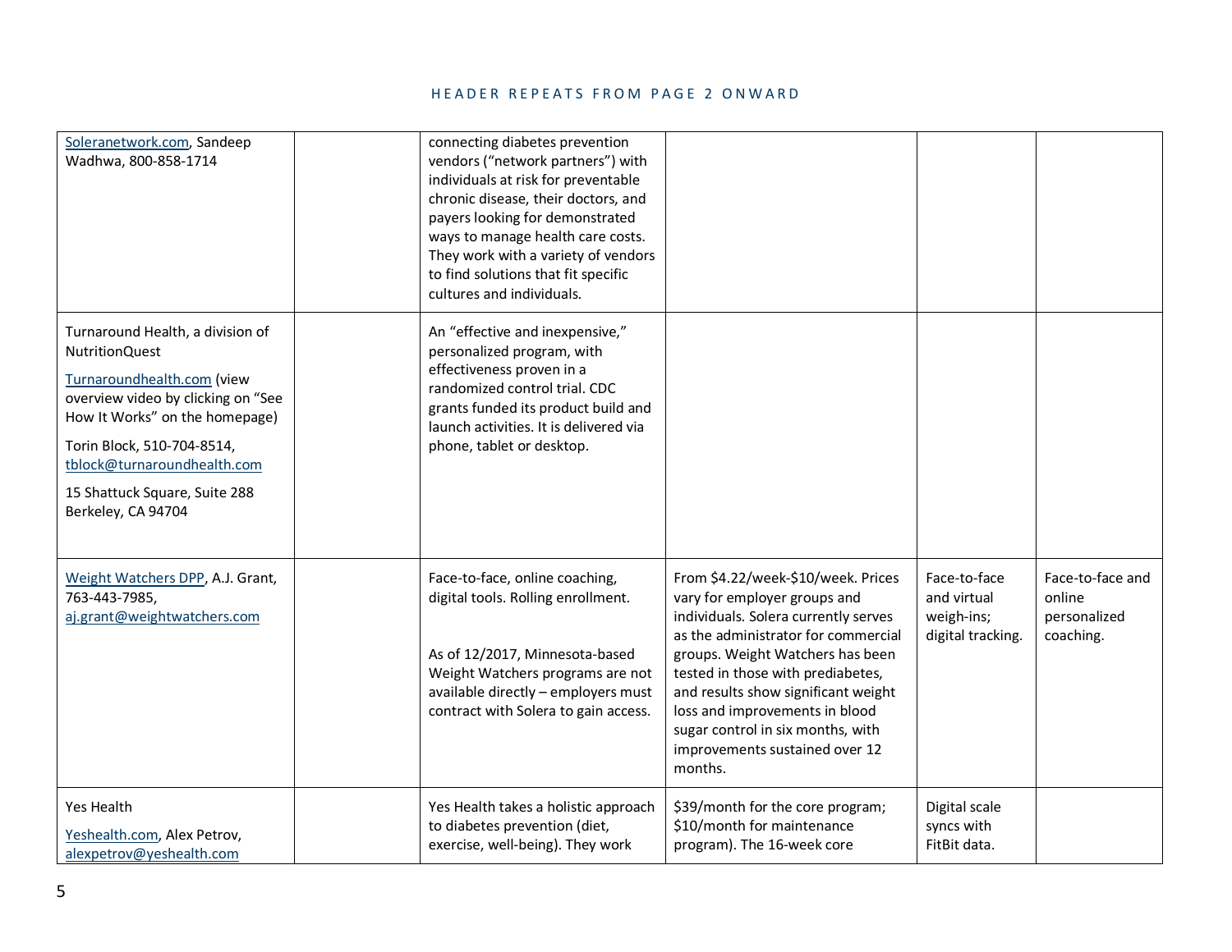| | | | | | |
|---|---|---|---|---|---|
| Soleranetwork.com, Sandeep Wadhwa, 800-858-1714 | | connecting diabetes prevention vendors ("network partners") with individuals at risk for preventable chronic disease, their doctors, and payers looking for demonstrated ways to manage health care costs. They work with a variety of vendors to find solutions that fit specific cultures and individuals. | | | |
| Turnaround Health, a division of NutritionQuest<br><br>Turnaroundhealth.com (view overview video by clicking on "See How It Works" on the homepage)<br><br>Torin Block, 510-704-8514, tblock@turnaroundhealth.com<br><br>15 Shattuck Square, Suite 288 Berkeley, CA 94704 | | An "effective and inexpensive," personalized program, with effectiveness proven in a randomized control trial. CDC grants funded its product build and launch activities. It is delivered via phone, tablet or desktop. | | | |
| Weight Watchers DPP, A.J. Grant, 763-443-7985, aj.grant@weightwatchers.com | | Face-to-face, online coaching, digital tools. Rolling enrollment.<br><br>As of 12/2017, Minnesota-based Weight Watchers programs are not available directly – employers must contract with Solera to gain access. | From $4.22/week-$10/week. Prices vary for employer groups and individuals. Solera currently serves as the administrator for commercial groups. Weight Watchers has been tested in those with prediabetes, and results show significant weight loss and improvements in blood sugar control in six months, with improvements sustained over 12 months. | Face-to-face and virtual weigh-ins; digital tracking. | Face-to-face and online personalized coaching. |
| Yes Health<br><br>Yeshealth.com, Alex Petrov, alexpetrov@yeshealth.com | | Yes Health takes a holistic approach to diabetes prevention (diet, exercise, well-being). They work | $39/month for the core program; $10/month for maintenance program). The 16-week core | Digital scale syncs with FitBit data. | |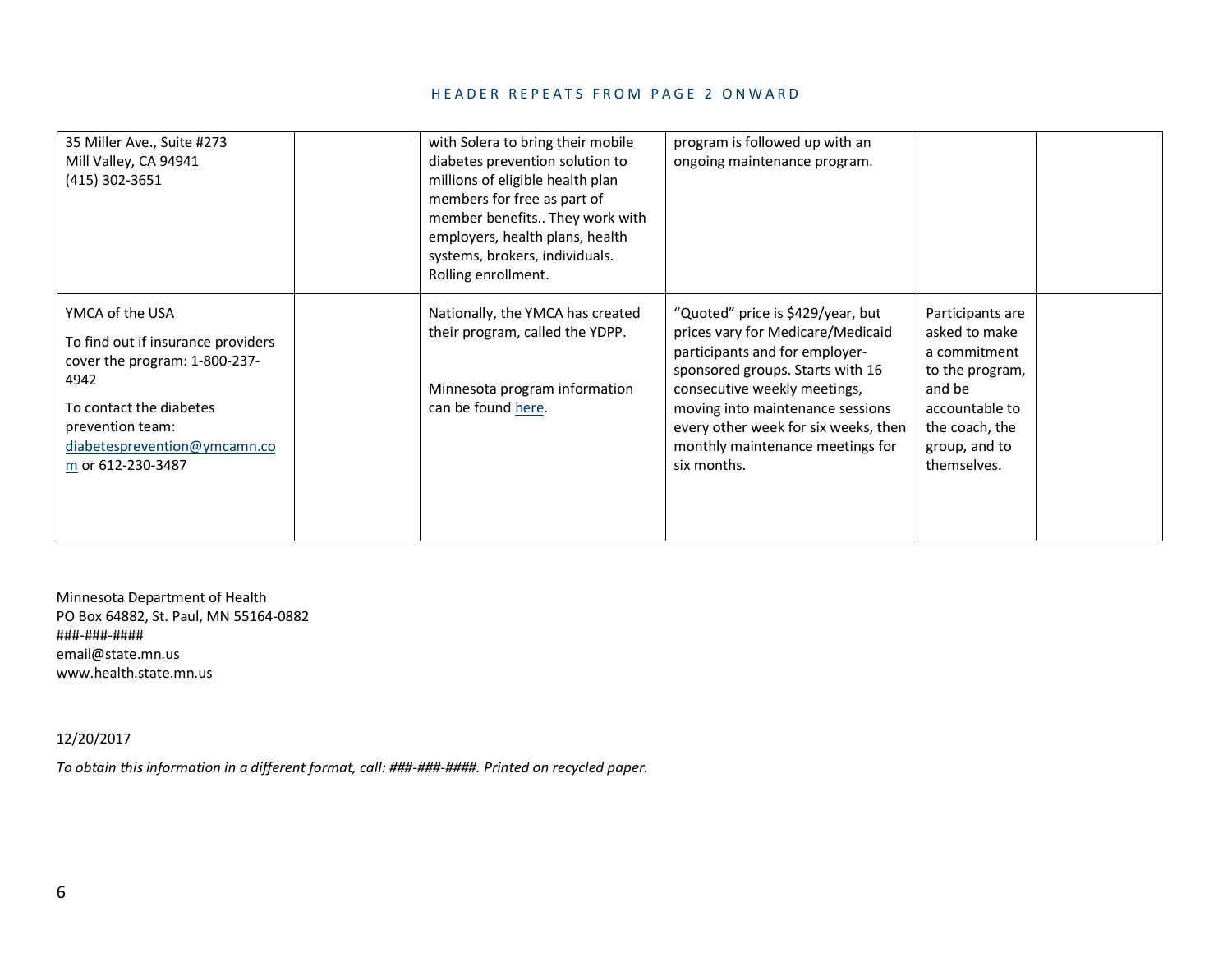| | | | | | |
|---|---|---|---|---|---|
| 35 Miller Ave., Suite #273<br>Mill Valley, CA 94941<br>(415) 302-3651 | | with Solera to bring their mobile diabetes prevention solution to millions of eligible health plan members for free as part of member benefits.. They work with employers, health plans, health systems, brokers, individuals. Rolling enrollment. | program is followed up with an ongoing maintenance program. | | |
| YMCA of the USA<br><br>To find out if insurance providers cover the program: 1-800-237-4942<br><br>To contact the diabetes prevention team: diabetesprevention@ymcamn.com or 612-230-3487 | | Nationally, the YMCA has created their program, called the YDPP.<br><br>Minnesota program information can be found here. | "Quoted" price is $429/year, but prices vary for Medicare/Medicaid participants and for employer-sponsored groups. Starts with 16 consecutive weekly meetings, moving into maintenance sessions every other week for six weeks, then monthly maintenance meetings for six months. | Participants are asked to make a commitment to the program, and be accountable to the coach, the group, and to themselves. | |

Minnesota Department of Health
PO Box 64882, St. Paul, MN 55164-0882
###-###-####
email@state.mn.us
www.health.state.mn.us

12/20/2017

*To obtain this information in a different format, call: ###-###-####. Printed on recycled paper.*